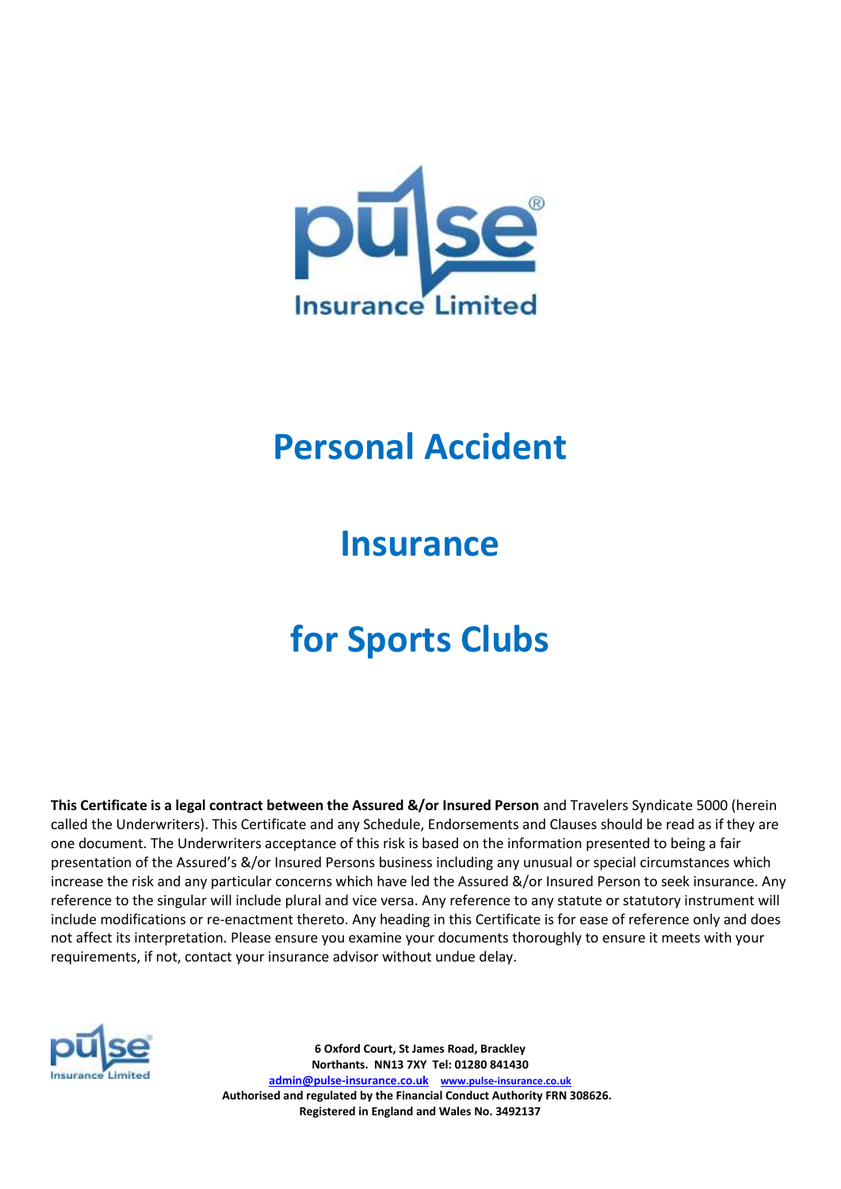# Personal Accident

# Insurance

# for Sports Clubs

**This Certificate is a legal contract between the Assured &/or Insured Person** and Travelers Syndicate 5000 (herein called the Underwriters). This Certificate and any Schedule, Endorsements and Clauses should be read as if they are one document. The Underwriters acceptance of this risk is based on the information presented to being a fair presentation of the Assured's &/or Insured Persons business including any unusual or special circumstances which increase the risk and any particular concerns which have led the Assured &/or Insured Person to seek insurance. Any reference to the singular will include plural and vice versa. Any reference to any statute or statutory instrument will include modifications or re-enactment thereto. Any heading in this Certificate is for ease of reference only and does not affect its interpretation. Please ensure you examine your documents thoroughly to ensure it meets with your requirements, if not, contact your insurance advisor without undue delay.

**6 Oxford Court, St James Road, Brackley**
**Northants. NN13 7XY Tel: 01280 841430**
**admin@pulse-insurance.co.uk www.pulse-insurance.co.uk**
**Authorised and regulated by the Financial Conduct Authority FRN 308626.**
**Registered in England and Wales No. 3492137**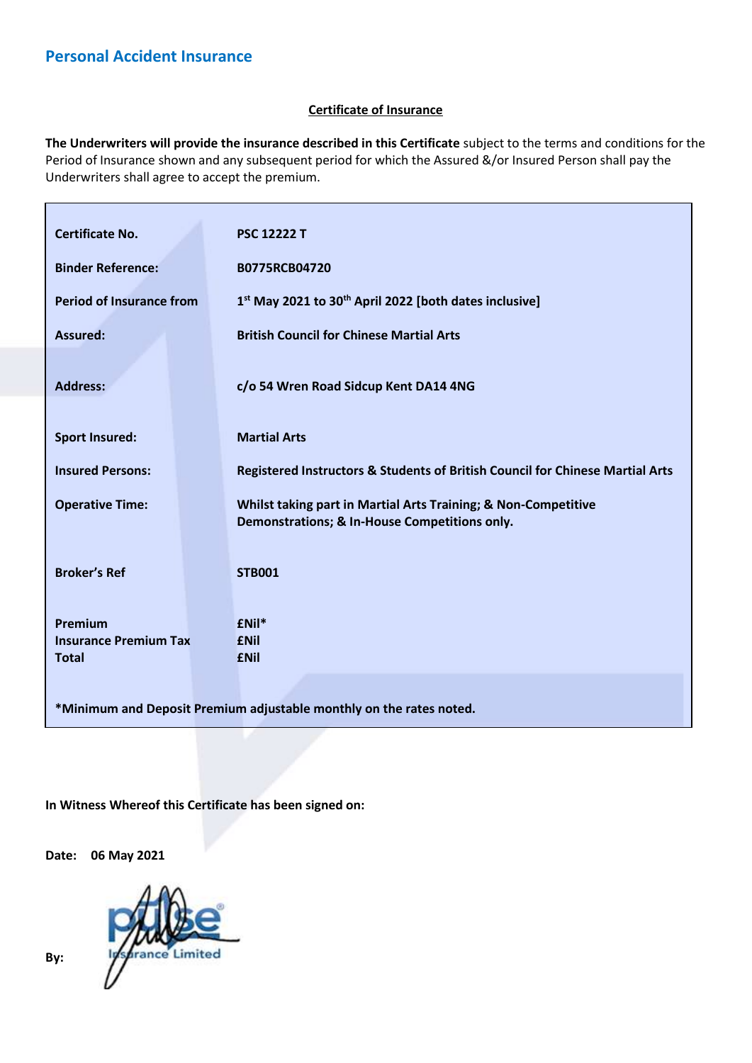## Personal Accident Insurance

**Certificate of Insurance**

**The Underwriters will provide the insurance described in this Certificate** subject to the terms and conditions for the Period of Insurance shown and any subsequent period for which the Assured &/or Insured Person shall pay the Underwriters shall agree to accept the premium.

| | |
|---|---|
| **Certificate No.** | **PSC 12222 T** |
| **Binder Reference:** | **B0775RCB04720** |
| **Period of Insurance from** | **1st May 2021 to 30th April 2022 [both dates inclusive]** |
| **Assured:** | **British Council for Chinese Martial Arts** |
| **Address:** | **c/o 54 Wren Road Sidcup Kent DA14 4NG** |
| **Sport Insured:** | **Martial Arts** |
| **Insured Persons:** | **Registered Instructors & Students of British Council for Chinese Martial Arts** |
| **Operative Time:** | **Whilst taking part in Martial Arts Training; & Non-Competitive Demonstrations; & In-House Competitions only.** |
| **Broker's Ref** | **STB001** |
| **Premium** | **£Nil*** |
| **Insurance Premium Tax** | **£Nil** |
| **Total** | **£Nil** |

**\*Minimum and Deposit Premium adjustable monthly on the rates noted.**

**In Witness Whereof this Certificate has been signed on:**

**Date:** **06 May 2021**

**By:** Pulse Insurance Limited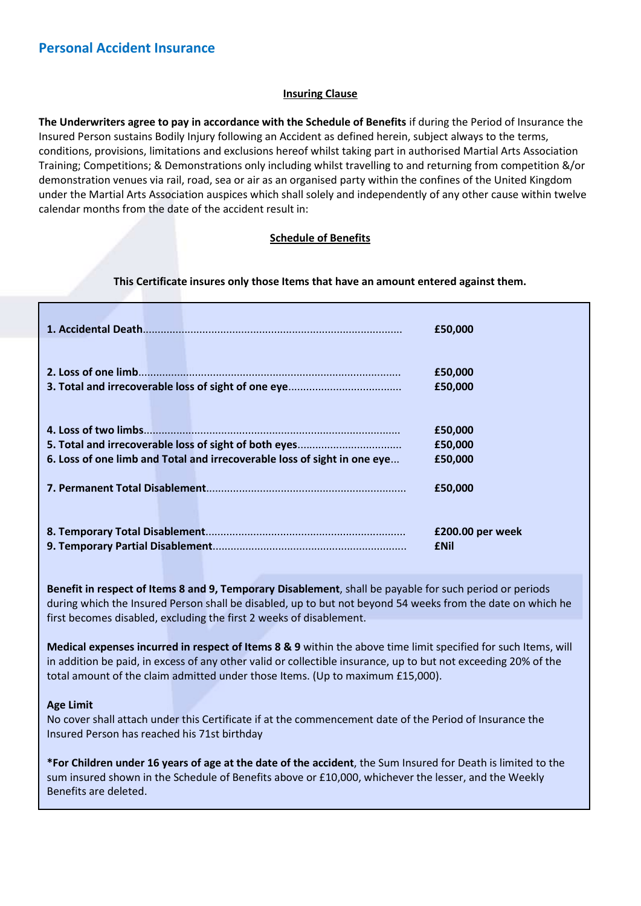## Personal Accident Insurance

**Insuring Clause**

**The Underwriters agree to pay in accordance with the Schedule of Benefits** if during the Period of Insurance the Insured Person sustains Bodily Injury following an Accident as defined herein, subject always to the terms, conditions, provisions, limitations and exclusions hereof whilst taking part in authorised Martial Arts Association Training; Competitions; & Demonstrations only including whilst travelling to and returning from competition &/or demonstration venues via rail, road, sea or air as an organised party within the confines of the United Kingdom under the Martial Arts Association auspices which shall solely and independently of any other cause within twelve calendar months from the date of the accident result in:

**Schedule of Benefits**

**This Certificate insures only those Items that have an amount entered against them.**

| Item | Benefit |
|---|---|
| **1. Accidental Death** | **£50,000** |
| **2. Loss of one limb** | **£50,000** |
| **3. Total and irrecoverable loss of sight of one eye** | **£50,000** |
| **4. Loss of two limbs** | **£50,000** |
| **5. Total and irrecoverable loss of sight of both eyes** | **£50,000** |
| **6. Loss of one limb and Total and irrecoverable loss of sight in one eye** | **£50,000** |
| **7. Permanent Total Disablement** | **£50,000** |
| **8. Temporary Total Disablement** | **£200.00 per week** |
| **9. Temporary Partial Disablement** | **£Nil** |

**Benefit in respect of Items 8 and 9, Temporary Disablement**, shall be payable for such period or periods during which the Insured Person shall be disabled, up to but not beyond 54 weeks from the date on which he first becomes disabled, excluding the first 2 weeks of disablement.

**Medical expenses incurred in respect of Items 8 & 9** within the above time limit specified for such Items, will in addition be paid, in excess of any other valid or collectible insurance, up to but not exceeding 20% of the total amount of the claim admitted under those Items. (Up to maximum £15,000).

**Age Limit**

No cover shall attach under this Certificate if at the commencement date of the Period of Insurance the Insured Person has reached his 71st birthday

***For Children under 16 years of age at the date of the accident**, the Sum Insured for Death is limited to the sum insured shown in the Schedule of Benefits above or £10,000, whichever the lesser, and the Weekly Benefits are deleted.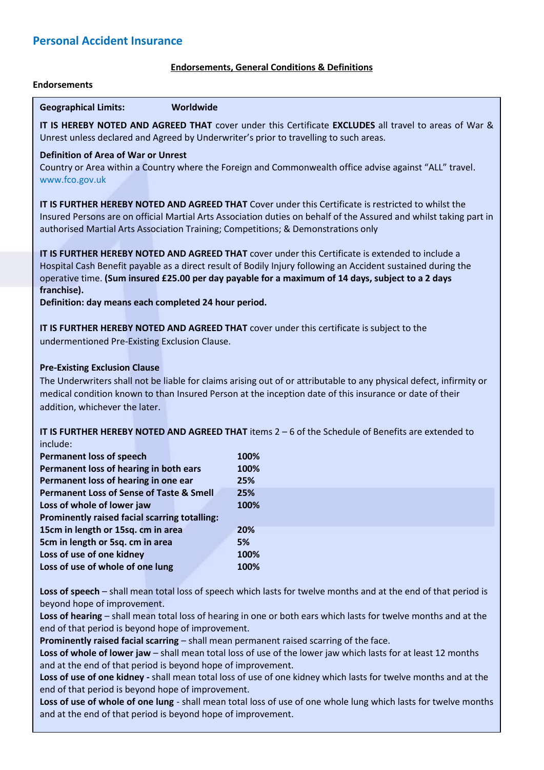## Personal Accident Insurance

**Endorsements, General Conditions & Definitions**

**Endorsements**

**Geographical Limits:** **Worldwide**

**IT IS HEREBY NOTED AND AGREED THAT** cover under this Certificate **EXCLUDES** all travel to areas of War & Unrest unless declared and Agreed by Underwriter's prior to travelling to such areas.

**Definition of Area of War or Unrest**
Country or Area within a Country where the Foreign and Commonwealth office advise against "ALL" travel. www.fco.gov.uk

**IT IS FURTHER HEREBY NOTED AND AGREED THAT** Cover under this Certificate is restricted to whilst the Insured Persons are on official Martial Arts Association duties on behalf of the Assured and whilst taking part in authorised Martial Arts Association Training; Competitions; & Demonstrations only

**IT IS FURTHER HEREBY NOTED AND AGREED THAT** cover under this Certificate is extended to include a Hospital Cash Benefit payable as a direct result of Bodily Injury following an Accident sustained during the operative time. **(Sum insured £25.00 per day payable for a maximum of 14 days, subject to a 2 days franchise).**
**Definition: day means each completed 24 hour period.**

**IT IS FURTHER HEREBY NOTED AND AGREED THAT** cover under this certificate is subject to the undermentioned Pre-Existing Exclusion Clause.

**Pre-Existing Exclusion Clause**
The Underwriters shall not be liable for claims arising out of or attributable to any physical defect, infirmity or medical condition known to than Insured Person at the inception date of this insurance or date of their addition, whichever the later.

**IT IS FURTHER HEREBY NOTED AND AGREED THAT** items 2 – 6 of the Schedule of Benefits are extended to include:

| | |
|---|---|
| **Permanent loss of speech** | **100%** |
| **Permanent loss of hearing in both ears** | **100%** |
| **Permanent loss of hearing in one ear** | **25%** |
| **Permanent Loss of Sense of Taste & Smell** | **25%** |
| **Loss of whole of lower jaw** | **100%** |
| **Prominently raised facial scarring totalling:** | |
| **15cm in length or 15sq. cm in area** | **20%** |
| **5cm in length or 5sq. cm in area** | **5%** |
| **Loss of use of one kidney** | **100%** |
| **Loss of use of whole of one lung** | **100%** |

**Loss of speech** – shall mean total loss of speech which lasts for twelve months and at the end of that period is beyond hope of improvement.
**Loss of hearing** – shall mean total loss of hearing in one or both ears which lasts for twelve months and at the end of that period is beyond hope of improvement.
**Prominently raised facial scarring** – shall mean permanent raised scarring of the face.
**Loss of whole of lower jaw** – shall mean total loss of use of the lower jaw which lasts for at least 12 months and at the end of that period is beyond hope of improvement.
**Loss of use of one kidney -** shall mean total loss of use of one kidney which lasts for twelve months and at the end of that period is beyond hope of improvement.
**Loss of use of whole of one lung** - shall mean total loss of use of one whole lung which lasts for twelve months and at the end of that period is beyond hope of improvement.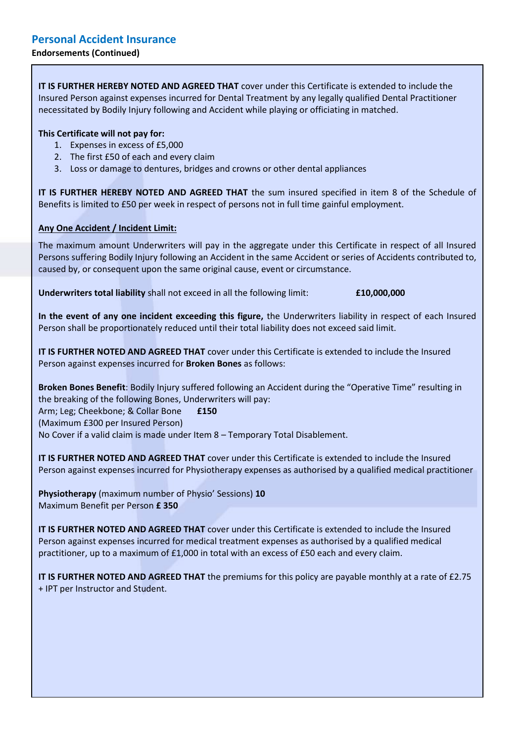## Personal Accident Insurance

**Endorsements (Continued)**

**IT IS FURTHER HEREBY NOTED AND AGREED THAT** cover under this Certificate is extended to include the Insured Person against expenses incurred for Dental Treatment by any legally qualified Dental Practitioner necessitated by Bodily Injury following and Accident while playing or officiating in matched.

**This Certificate will not pay for:**

1. Expenses in excess of £5,000
2. The first £50 of each and every claim
3. Loss or damage to dentures, bridges and crowns or other dental appliances

**IT IS FURTHER HEREBY NOTED AND AGREED THAT** the sum insured specified in item 8 of the Schedule of Benefits is limited to £50 per week in respect of persons not in full time gainful employment.

**Any One Accident / Incident Limit:**

The maximum amount Underwriters will pay in the aggregate under this Certificate in respect of all Insured Persons suffering Bodily Injury following an Accident in the same Accident or series of Accidents contributed to, caused by, or consequent upon the same original cause, event or circumstance.

**Underwriters total liability** shall not exceed in all the following limit: **£10,000,000**

**In the event of any one incident exceeding this figure,** the Underwriters liability in respect of each Insured Person shall be proportionately reduced until their total liability does not exceed said limit.

**IT IS FURTHER NOTED AND AGREED THAT** cover under this Certificate is extended to include the Insured Person against expenses incurred for **Broken Bones** as follows:

**Broken Bones Benefit**: Bodily Injury suffered following an Accident during the "Operative Time" resulting in the breaking of the following Bones, Underwriters will pay:
Arm; Leg; Cheekbone; & Collar Bone **£150**
(Maximum £300 per Insured Person)
No Cover if a valid claim is made under Item 8 – Temporary Total Disablement.

**IT IS FURTHER NOTED AND AGREED THAT** cover under this Certificate is extended to include the Insured Person against expenses incurred for Physiotherapy expenses as authorised by a qualified medical practitioner

**Physiotherapy** (maximum number of Physio' Sessions) **10**
Maximum Benefit per Person **£ 350**

**IT IS FURTHER NOTED AND AGREED THAT** cover under this Certificate is extended to include the Insured Person against expenses incurred for medical treatment expenses as authorised by a qualified medical practitioner, up to a maximum of £1,000 in total with an excess of £50 each and every claim.

**IT IS FURTHER NOTED AND AGREED THAT** the premiums for this policy are payable monthly at a rate of £2.75 + IPT per Instructor and Student.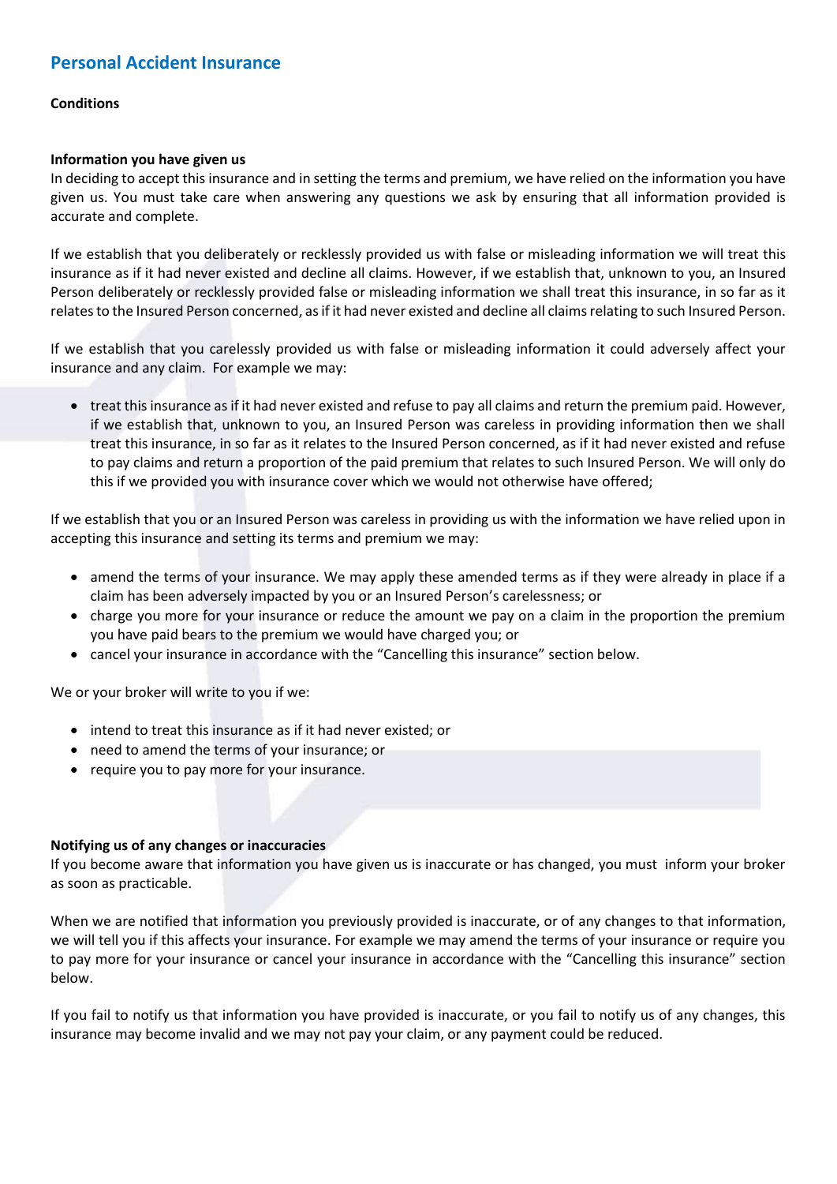## Personal Accident Insurance

**Conditions**

**Information you have given us**
In deciding to accept this insurance and in setting the terms and premium, we have relied on the information you have given us. You must take care when answering any questions we ask by ensuring that all information provided is accurate and complete.

If we establish that you deliberately or recklessly provided us with false or misleading information we will treat this insurance as if it had never existed and decline all claims. However, if we establish that, unknown to you, an Insured Person deliberately or recklessly provided false or misleading information we shall treat this insurance, in so far as it relates to the Insured Person concerned, as if it had never existed and decline all claims relating to such Insured Person.

If we establish that you carelessly provided us with false or misleading information it could adversely affect your insurance and any claim. For example we may:

- treat this insurance as if it had never existed and refuse to pay all claims and return the premium paid. However, if we establish that, unknown to you, an Insured Person was careless in providing information then we shall treat this insurance, in so far as it relates to the Insured Person concerned, as if it had never existed and refuse to pay claims and return a proportion of the paid premium that relates to such Insured Person. We will only do this if we provided you with insurance cover which we would not otherwise have offered;

If we establish that you or an Insured Person was careless in providing us with the information we have relied upon in accepting this insurance and setting its terms and premium we may:

- amend the terms of your insurance. We may apply these amended terms as if they were already in place if a claim has been adversely impacted by you or an Insured Person's carelessness; or
- charge you more for your insurance or reduce the amount we pay on a claim in the proportion the premium you have paid bears to the premium we would have charged you; or
- cancel your insurance in accordance with the "Cancelling this insurance" section below.

We or your broker will write to you if we:

- intend to treat this insurance as if it had never existed; or
- need to amend the terms of your insurance; or
- require you to pay more for your insurance.

**Notifying us of any changes or inaccuracies**
If you become aware that information you have given us is inaccurate or has changed, you must inform your broker as soon as practicable.

When we are notified that information you previously provided is inaccurate, or of any changes to that information, we will tell you if this affects your insurance. For example we may amend the terms of your insurance or require you to pay more for your insurance or cancel your insurance in accordance with the "Cancelling this insurance" section below.

If you fail to notify us that information you have provided is inaccurate, or you fail to notify us of any changes, this insurance may become invalid and we may not pay your claim, or any payment could be reduced.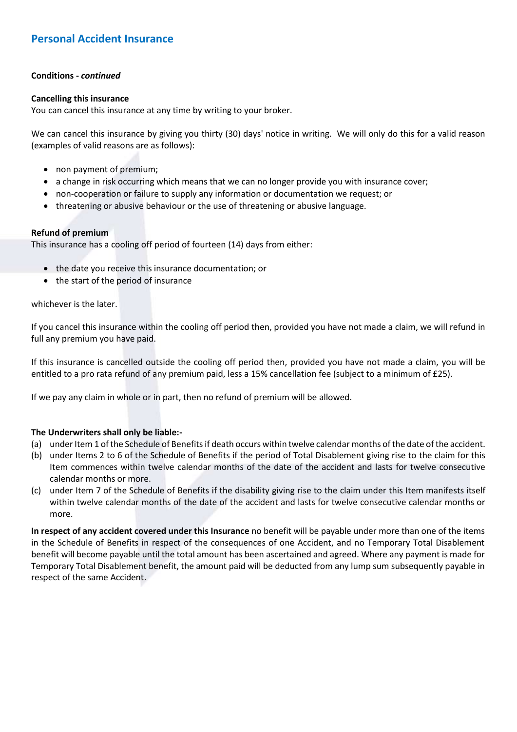## Personal Accident Insurance

**Conditions - *continued***

**Cancelling this insurance**

You can cancel this insurance at any time by writing to your broker.

We can cancel this insurance by giving you thirty (30) days' notice in writing. We will only do this for a valid reason (examples of valid reasons are as follows):

- non payment of premium;
- a change in risk occurring which means that we can no longer provide you with insurance cover;
- non-cooperation or failure to supply any information or documentation we request; or
- threatening or abusive behaviour or the use of threatening or abusive language.

**Refund of premium**

This insurance has a cooling off period of fourteen (14) days from either:

- the date you receive this insurance documentation; or
- the start of the period of insurance

whichever is the later.

If you cancel this insurance within the cooling off period then, provided you have not made a claim, we will refund in full any premium you have paid.

If this insurance is cancelled outside the cooling off period then, provided you have not made a claim, you will be entitled to a pro rata refund of any premium paid, less a 15% cancellation fee (subject to a minimum of £25).

If we pay any claim in whole or in part, then no refund of premium will be allowed.

**The Underwriters shall only be liable:-**

(a) under Item 1 of the Schedule of Benefits if death occurs within twelve calendar months of the date of the accident.

(b) under Items 2 to 6 of the Schedule of Benefits if the period of Total Disablement giving rise to the claim for this Item commences within twelve calendar months of the date of the accident and lasts for twelve consecutive calendar months or more.

(c) under Item 7 of the Schedule of Benefits if the disability giving rise to the claim under this Item manifests itself within twelve calendar months of the date of the accident and lasts for twelve consecutive calendar months or more.

**In respect of any accident covered under this Insurance** no benefit will be payable under more than one of the items in the Schedule of Benefits in respect of the consequences of one Accident, and no Temporary Total Disablement benefit will become payable until the total amount has been ascertained and agreed. Where any payment is made for Temporary Total Disablement benefit, the amount paid will be deducted from any lump sum subsequently payable in respect of the same Accident.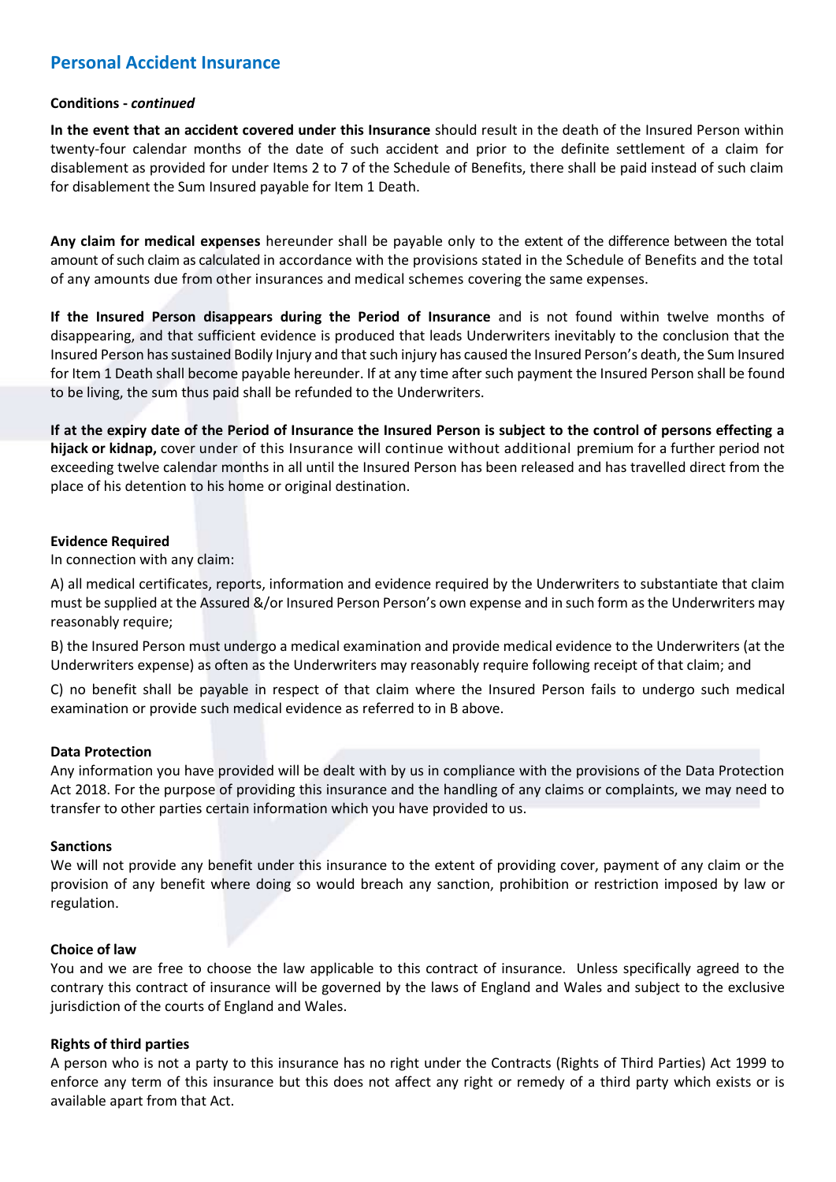## Personal Accident Insurance

**Conditions -** ***continued***

**In the event that an accident covered under this Insurance** should result in the death of the Insured Person within twenty-four calendar months of the date of such accident and prior to the definite settlement of a claim for disablement as provided for under Items 2 to 7 of the Schedule of Benefits, there shall be paid instead of such claim for disablement the Sum Insured payable for Item 1 Death.

**Any claim for medical expenses** hereunder shall be payable only to the extent of the difference between the total amount of such claim as calculated in accordance with the provisions stated in the Schedule of Benefits and the total of any amounts due from other insurances and medical schemes covering the same expenses.

**If the Insured Person disappears during the Period of Insurance** and is not found within twelve months of disappearing, and that sufficient evidence is produced that leads Underwriters inevitably to the conclusion that the Insured Person has sustained Bodily Injury and that such injury has caused the Insured Person's death, the Sum Insured for Item 1 Death shall become payable hereunder. If at any time after such payment the Insured Person shall be found to be living, the sum thus paid shall be refunded to the Underwriters.

**If at the expiry date of the Period of Insurance the Insured Person is subject to the control of persons effecting a hijack or kidnap,** cover under of this Insurance will continue without additional premium for a further period not exceeding twelve calendar months in all until the Insured Person has been released and has travelled direct from the place of his detention to his home or original destination.

**Evidence Required**

In connection with any claim:

A) all medical certificates, reports, information and evidence required by the Underwriters to substantiate that claim must be supplied at the Assured &/or Insured Person Person's own expense and in such form as the Underwriters may reasonably require;

B) the Insured Person must undergo a medical examination and provide medical evidence to the Underwriters (at the Underwriters expense) as often as the Underwriters may reasonably require following receipt of that claim; and

C) no benefit shall be payable in respect of that claim where the Insured Person fails to undergo such medical examination or provide such medical evidence as referred to in B above.

**Data Protection**

Any information you have provided will be dealt with by us in compliance with the provisions of the Data Protection Act 2018. For the purpose of providing this insurance and the handling of any claims or complaints, we may need to transfer to other parties certain information which you have provided to us.

**Sanctions**

We will not provide any benefit under this insurance to the extent of providing cover, payment of any claim or the provision of any benefit where doing so would breach any sanction, prohibition or restriction imposed by law or regulation.

**Choice of law**

You and we are free to choose the law applicable to this contract of insurance. Unless specifically agreed to the contrary this contract of insurance will be governed by the laws of England and Wales and subject to the exclusive jurisdiction of the courts of England and Wales.

**Rights of third parties**

A person who is not a party to this insurance has no right under the Contracts (Rights of Third Parties) Act 1999 to enforce any term of this insurance but this does not affect any right or remedy of a third party which exists or is available apart from that Act.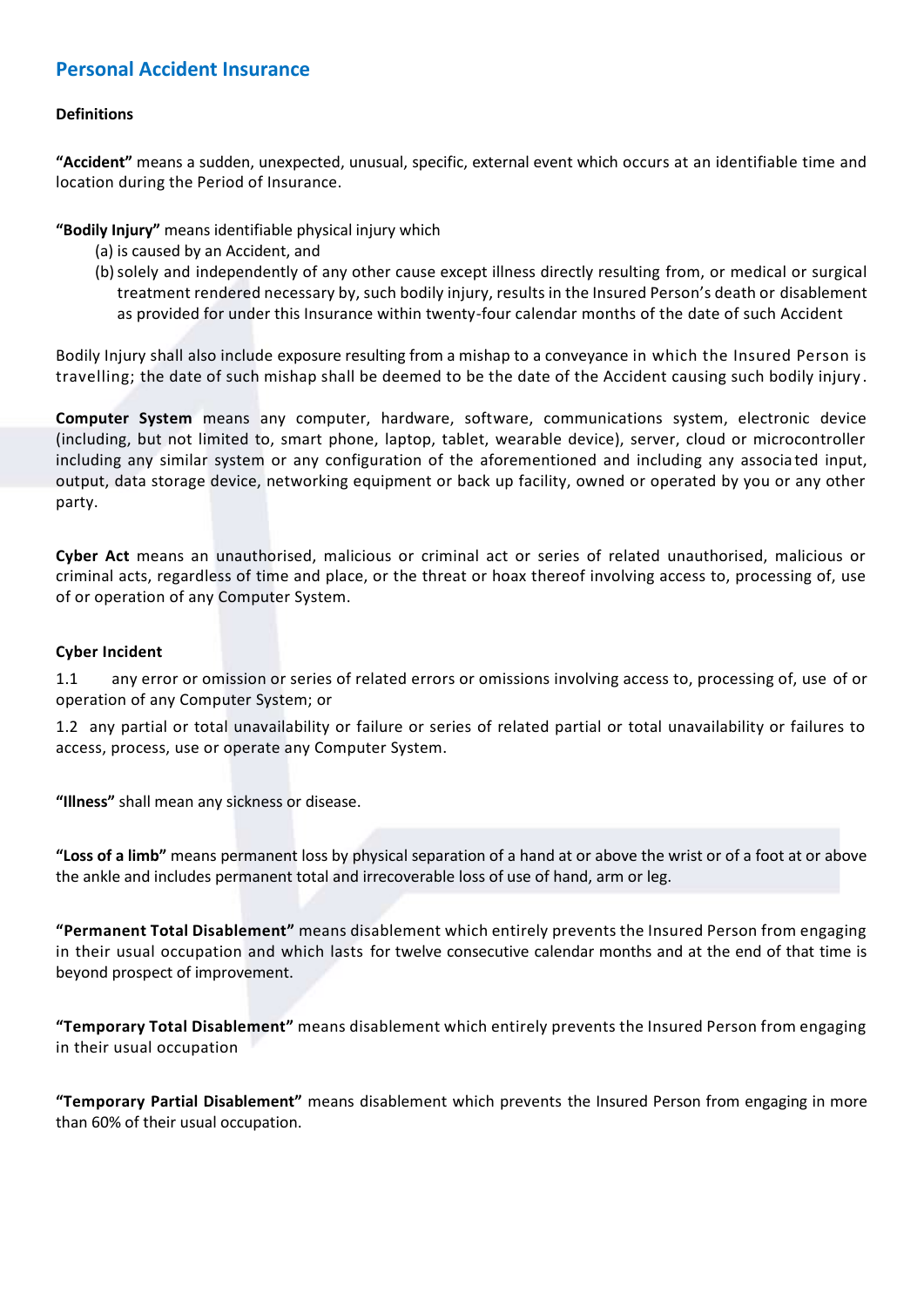## Personal Accident Insurance

**Definitions**

**"Accident"** means a sudden, unexpected, unusual, specific, external event which occurs at an identifiable time and location during the Period of Insurance.

**"Bodily Injury"** means identifiable physical injury which

(a) is caused by an Accident, and

(b) solely and independently of any other cause except illness directly resulting from, or medical or surgical treatment rendered necessary by, such bodily injury, results in the Insured Person's death or disablement as provided for under this Insurance within twenty-four calendar months of the date of such Accident

Bodily Injury shall also include exposure resulting from a mishap to a conveyance in which the Insured Person is travelling; the date of such mishap shall be deemed to be the date of the Accident causing such bodily injury.

**Computer System** means any computer, hardware, software, communications system, electronic device (including, but not limited to, smart phone, laptop, tablet, wearable device), server, cloud or microcontroller including any similar system or any configuration of the aforementioned and including any associated input, output, data storage device, networking equipment or back up facility, owned or operated by you or any other party.

**Cyber Act** means an unauthorised, malicious or criminal act or series of related unauthorised, malicious or criminal acts, regardless of time and place, or the threat or hoax thereof involving access to, processing of, use of or operation of any Computer System.

**Cyber Incident**

1.1 any error or omission or series of related errors or omissions involving access to, processing of, use of or operation of any Computer System; or

1.2 any partial or total unavailability or failure or series of related partial or total unavailability or failures to access, process, use or operate any Computer System.

**"Illness"** shall mean any sickness or disease.

**"Loss of a limb"** means permanent loss by physical separation of a hand at or above the wrist or of a foot at or above the ankle and includes permanent total and irrecoverable loss of use of hand, arm or leg.

**"Permanent Total Disablement"** means disablement which entirely prevents the Insured Person from engaging in their usual occupation and which lasts for twelve consecutive calendar months and at the end of that time is beyond prospect of improvement.

**"Temporary Total Disablement"** means disablement which entirely prevents the Insured Person from engaging in their usual occupation

**"Temporary Partial Disablement"** means disablement which prevents the Insured Person from engaging in more than 60% of their usual occupation.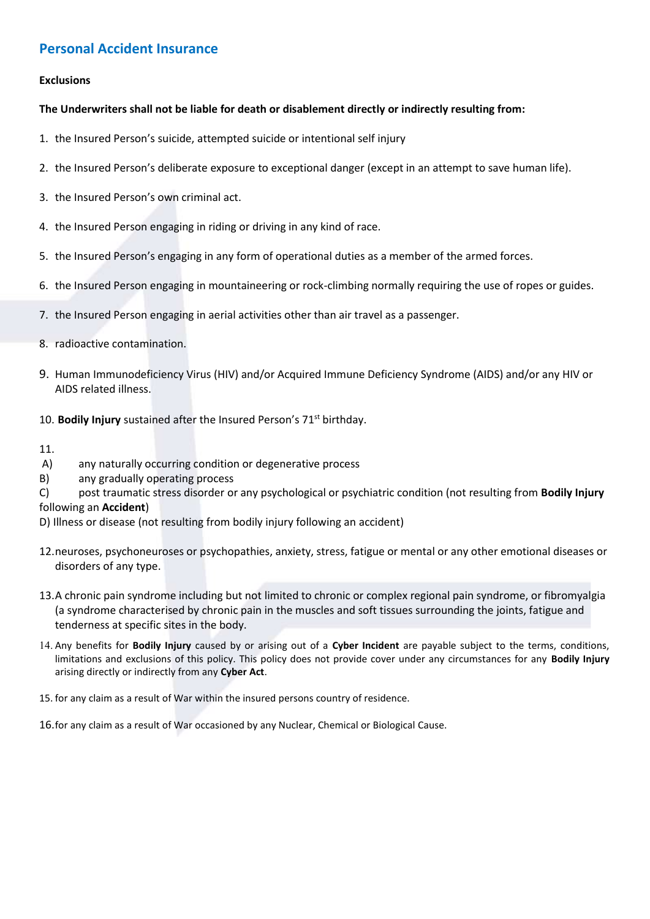## Personal Accident Insurance

**Exclusions**

**The Underwriters shall not be liable for death or disablement directly or indirectly resulting from:**

1. the Insured Person's suicide, attempted suicide or intentional self injury
2. the Insured Person's deliberate exposure to exceptional danger (except in an attempt to save human life).
3. the Insured Person's own criminal act.
4. the Insured Person engaging in riding or driving in any kind of race.
5. the Insured Person's engaging in any form of operational duties as a member of the armed forces.
6. the Insured Person engaging in mountaineering or rock-climbing normally requiring the use of ropes or guides.
7. the Insured Person engaging in aerial activities other than air travel as a passenger.
8. radioactive contamination.
9. Human Immunodeficiency Virus (HIV) and/or Acquired Immune Deficiency Syndrome (AIDS) and/or any HIV or AIDS related illness.
10. **Bodily Injury** sustained after the Insured Person's 71st birthday.
11. 
    A) any naturally occurring condition or degenerative process
    B) any gradually operating process
    C) post traumatic stress disorder or any psychological or psychiatric condition (not resulting from **Bodily Injury** following an **Accident**)
    D) Illness or disease (not resulting from bodily injury following an accident)
12. neuroses, psychoneuroses or psychopathies, anxiety, stress, fatigue or mental or any other emotional diseases or disorders of any type.
13. A chronic pain syndrome including but not limited to chronic or complex regional pain syndrome, or fibromyalgia (a syndrome characterised by chronic pain in the muscles and soft tissues surrounding the joints, fatigue and tenderness at specific sites in the body.
14. Any benefits for **Bodily Injury** caused by or arising out of a **Cyber Incident** are payable subject to the terms, conditions, limitations and exclusions of this policy. This policy does not provide cover under any circumstances for any **Bodily Injury** arising directly or indirectly from any **Cyber Act**.
15. for any claim as a result of War within the insured persons country of residence.
16. for any claim as a result of War occasioned by any Nuclear, Chemical or Biological Cause.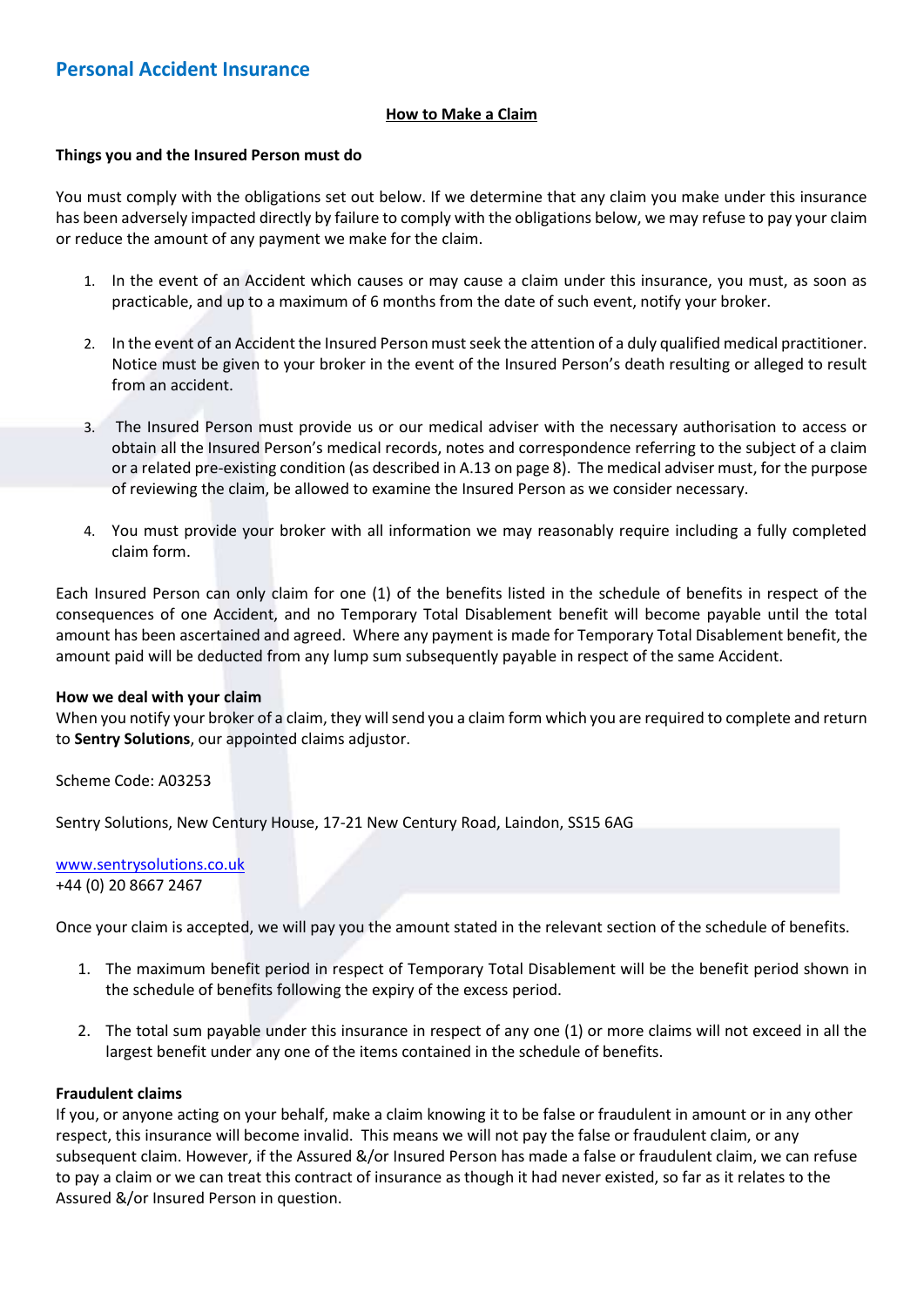## Personal Accident Insurance

### How to Make a Claim

**Things you and the Insured Person must do**

You must comply with the obligations set out below. If we determine that any claim you make under this insurance has been adversely impacted directly by failure to comply with the obligations below, we may refuse to pay your claim or reduce the amount of any payment we make for the claim.

1. In the event of an Accident which causes or may cause a claim under this insurance, you must, as soon as practicable, and up to a maximum of 6 months from the date of such event, notify your broker.

2. In the event of an Accident the Insured Person must seek the attention of a duly qualified medical practitioner. Notice must be given to your broker in the event of the Insured Person's death resulting or alleged to result from an accident.

3. The Insured Person must provide us or our medical adviser with the necessary authorisation to access or obtain all the Insured Person's medical records, notes and correspondence referring to the subject of a claim or a related pre-existing condition (as described in A.13 on page 8). The medical adviser must, for the purpose of reviewing the claim, be allowed to examine the Insured Person as we consider necessary.

4. You must provide your broker with all information we may reasonably require including a fully completed claim form.

Each Insured Person can only claim for one (1) of the benefits listed in the schedule of benefits in respect of the consequences of one Accident, and no Temporary Total Disablement benefit will become payable until the total amount has been ascertained and agreed. Where any payment is made for Temporary Total Disablement benefit, the amount paid will be deducted from any lump sum subsequently payable in respect of the same Accident.

**How we deal with your claim**

When you notify your broker of a claim, they will send you a claim form which you are required to complete and return to **Sentry Solutions**, our appointed claims adjustor.

Scheme Code: A03253

Sentry Solutions, New Century House, 17-21 New Century Road, Laindon, SS15 6AG

www.sentrysolutions.co.uk
+44 (0) 20 8667 2467

Once your claim is accepted, we will pay you the amount stated in the relevant section of the schedule of benefits.

1. The maximum benefit period in respect of Temporary Total Disablement will be the benefit period shown in the schedule of benefits following the expiry of the excess period.

2. The total sum payable under this insurance in respect of any one (1) or more claims will not exceed in all the largest benefit under any one of the items contained in the schedule of benefits.

**Fraudulent claims**

If you, or anyone acting on your behalf, make a claim knowing it to be false or fraudulent in amount or in any other respect, this insurance will become invalid. This means we will not pay the false or fraudulent claim, or any subsequent claim. However, if the Assured &/or Insured Person has made a false or fraudulent claim, we can refuse to pay a claim or we can treat this contract of insurance as though it had never existed, so far as it relates to the Assured &/or Insured Person in question.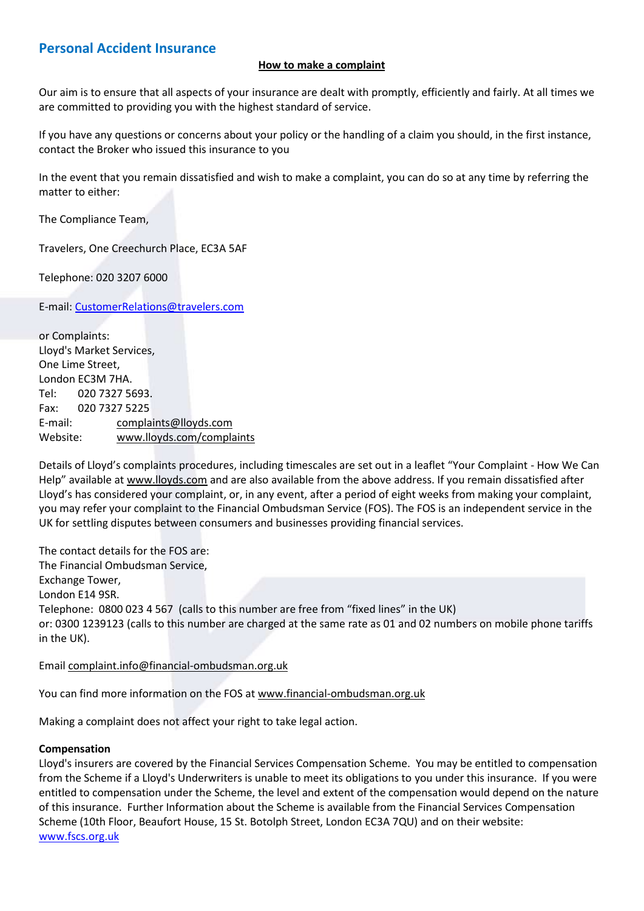## Personal Accident Insurance

**How to make a complaint**

Our aim is to ensure that all aspects of your insurance are dealt with promptly, efficiently and fairly. At all times we are committed to providing you with the highest standard of service.

If you have any questions or concerns about your policy or the handling of a claim you should, in the first instance, contact the Broker who issued this insurance to you

In the event that you remain dissatisfied and wish to make a complaint, you can do so at any time by referring the matter to either:

The Compliance Team,

Travelers, One Creechurch Place, EC3A 5AF

Telephone: 020 3207 6000

E-mail: CustomerRelations@travelers.com

or Complaints:
Lloyd's Market Services,
One Lime Street,
London EC3M 7HA.
Tel: 020 7327 5693.
Fax: 020 7327 5225
E-mail: complaints@lloyds.com
Website: www.lloyds.com/complaints

Details of Lloyd's complaints procedures, including timescales are set out in a leaflet "Your Complaint - How We Can Help" available at www.lloyds.com and are also available from the above address. If you remain dissatisfied after Lloyd's has considered your complaint, or, in any event, after a period of eight weeks from making your complaint, you may refer your complaint to the Financial Ombudsman Service (FOS). The FOS is an independent service in the UK for settling disputes between consumers and businesses providing financial services.

The contact details for the FOS are:
The Financial Ombudsman Service,
Exchange Tower,
London E14 9SR.
Telephone: 0800 023 4 567 (calls to this number are free from "fixed lines" in the UK)
or: 0300 1239123 (calls to this number are charged at the same rate as 01 and 02 numbers on mobile phone tariffs in the UK).

Email complaint.info@financial-ombudsman.org.uk

You can find more information on the FOS at www.financial-ombudsman.org.uk

Making a complaint does not affect your right to take legal action.

**Compensation**

Lloyd's insurers are covered by the Financial Services Compensation Scheme. You may be entitled to compensation from the Scheme if a Lloyd's Underwriters is unable to meet its obligations to you under this insurance. If you were entitled to compensation under the Scheme, the level and extent of the compensation would depend on the nature of this insurance. Further Information about the Scheme is available from the Financial Services Compensation Scheme (10th Floor, Beaufort House, 15 St. Botolph Street, London EC3A 7QU) and on their website: www.fscs.org.uk